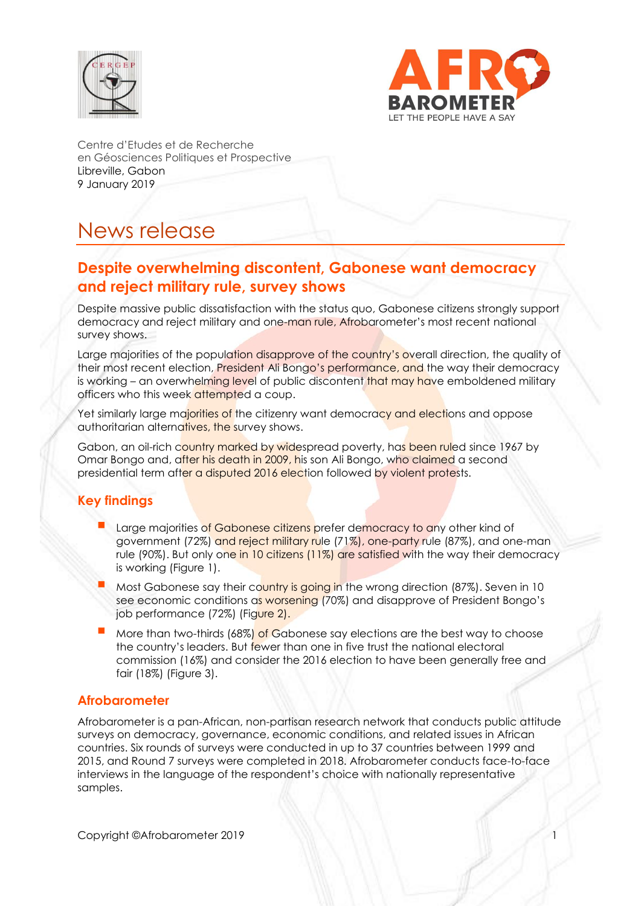Centre d'Etudes et de Recherche
en Géosciences Politiques et Prospective
Libreville, Gabon
9 January 2019

# News release

## Despite overwhelming discontent, Gabonese want democracy and reject military rule, survey shows

Despite massive public dissatisfaction with the status quo, Gabonese citizens strongly support democracy and reject military and one-man rule, Afrobarometer's most recent national survey shows.

Large majorities of the population disapprove of the country's overall direction, the quality of their most recent election, President Ali Bongo's performance, and the way their democracy is working – an overwhelming level of public discontent that may have emboldened military officers who this week attempted a coup.

Yet similarly large majorities of the citizenry want democracy and elections and oppose authoritarian alternatives, the survey shows.

Gabon, an oil-rich country marked by widespread poverty, has been ruled since 1967 by Omar Bongo and, after his death in 2009, his son Ali Bongo, who claimed a second presidential term after a disputed 2016 election followed by violent protests.

### Key findings

- Large majorities of Gabonese citizens prefer democracy to any other kind of government (72%) and reject military rule (71%), one-party rule (87%), and one-man rule (90%). But only one in 10 citizens (11%) are satisfied with the way their democracy is working (Figure 1).
- Most Gabonese say their country is going in the wrong direction (87%). Seven in 10 see economic conditions as worsening (70%) and disapprove of President Bongo's job performance (72%) (Figure 2).
- More than two-thirds (68%) of Gabonese say elections are the best way to choose the country's leaders. But fewer than one in five trust the national electoral commission (16%) and consider the 2016 election to have been generally free and fair (18%) (Figure 3).

### Afrobarometer

Afrobarometer is a pan-African, non-partisan research network that conducts public attitude surveys on democracy, governance, economic conditions, and related issues in African countries. Six rounds of surveys were conducted in up to 37 countries between 1999 and 2015, and Round 7 surveys were completed in 2018. Afrobarometer conducts face-to-face interviews in the language of the respondent's choice with nationally representative samples.

Copyright ©Afrobarometer 2019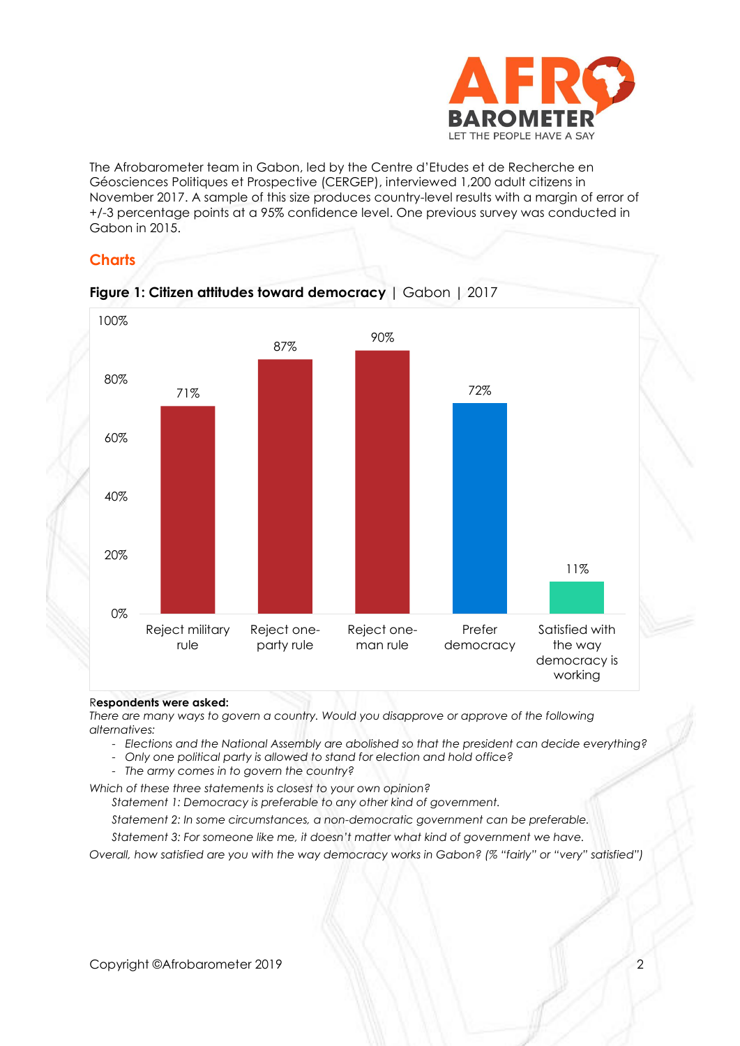The Afrobarometer team in Gabon, led by the Centre d'Etudes et de Recherche en Géosciences Politiques et Prospective (CERGEP), interviewed 1,200 adult citizens in November 2017. A sample of this size produces country-level results with a margin of error of +/-3 percentage points at a 95% confidence level. One previous survey was conducted in Gabon in 2015.

## Charts

**Figure 1: Citizen attitudes toward democracy** | Gabon | 2017

| | Percentage |
|---|---|
| Reject military rule | 71% |
| Reject one-party rule | 87% |
| Reject one-man rule | 90% |
| Prefer democracy | 72% |
| Satisfied with the way democracy is working | 11% |

**Respondents were asked:**
*There are many ways to govern a country. Would you disapprove or approve of the following alternatives:*

- *Elections and the National Assembly are abolished so that the president can decide everything?*
- *Only one political party is allowed to stand for election and hold office?*
- *The army comes in to govern the country?*

*Which of these three statements is closest to your own opinion?*

*Statement 1: Democracy is preferable to any other kind of government.*

*Statement 2: In some circumstances, a non-democratic government can be preferable.*

*Statement 3: For someone like me, it doesn't matter what kind of government we have.*

*Overall, how satisfied are you with the way democracy works in Gabon? (% "fairly" or "very" satisfied")*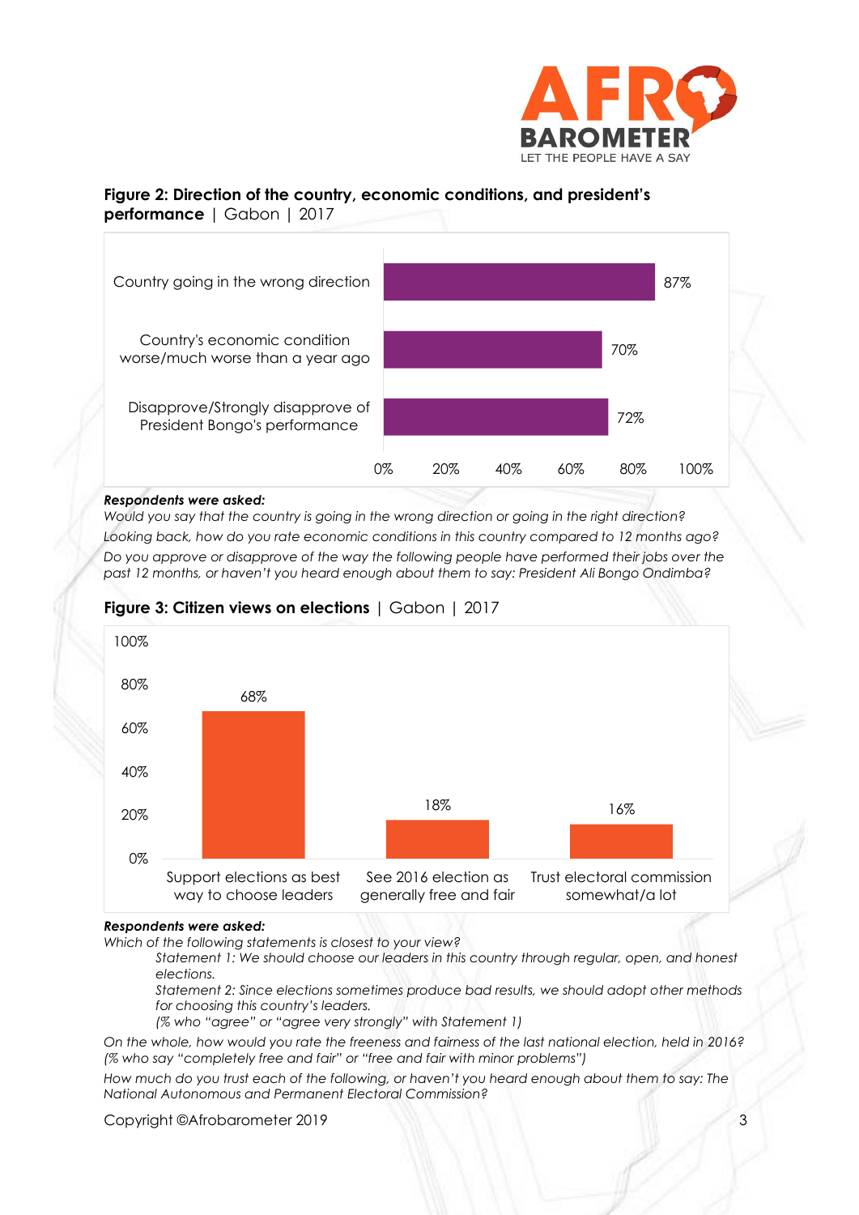**Figure 2: Direction of the country, economic conditions, and president's performance** | Gabon | 2017

| | |
|---|---|
| Country going in the wrong direction | 87% |
| Country's economic condition worse/much worse than a year ago | 70% |
| Disapprove/Strongly disapprove of President Bongo's performance | 72% |

***Respondents were asked:***

*Would you say that the country is going in the wrong direction or going in the right direction?*

*Looking back, how do you rate economic conditions in this country compared to 12 months ago?*

*Do you approve or disapprove of the way the following people have performed their jobs over the past 12 months, or haven't you heard enough about them to say: President Ali Bongo Ondimba?*

**Figure 3: Citizen views on elections** | Gabon | 2017

| | |
|---|---|
| Support elections as best way to choose leaders | 68% |
| See 2016 election as generally free and fair | 18% |
| Trust electoral commission somewhat/a lot | 16% |

***Respondents were asked:***

*Which of the following statements is closest to your view?*

> *Statement 1: We should choose our leaders in this country through regular, open, and honest elections.*
>
> *Statement 2: Since elections sometimes produce bad results, we should adopt other methods for choosing this country's leaders.*
>
> *(% who "agree" or "agree very strongly" with Statement 1)*

*On the whole, how would you rate the freeness and fairness of the last national election, held in 2016? (% who say "completely free and fair" or "free and fair with minor problems")*

*How much do you trust each of the following, or haven't you heard enough about them to say: The National Autonomous and Permanent Electoral Commission?*

Copyright ©Afrobarometer 2019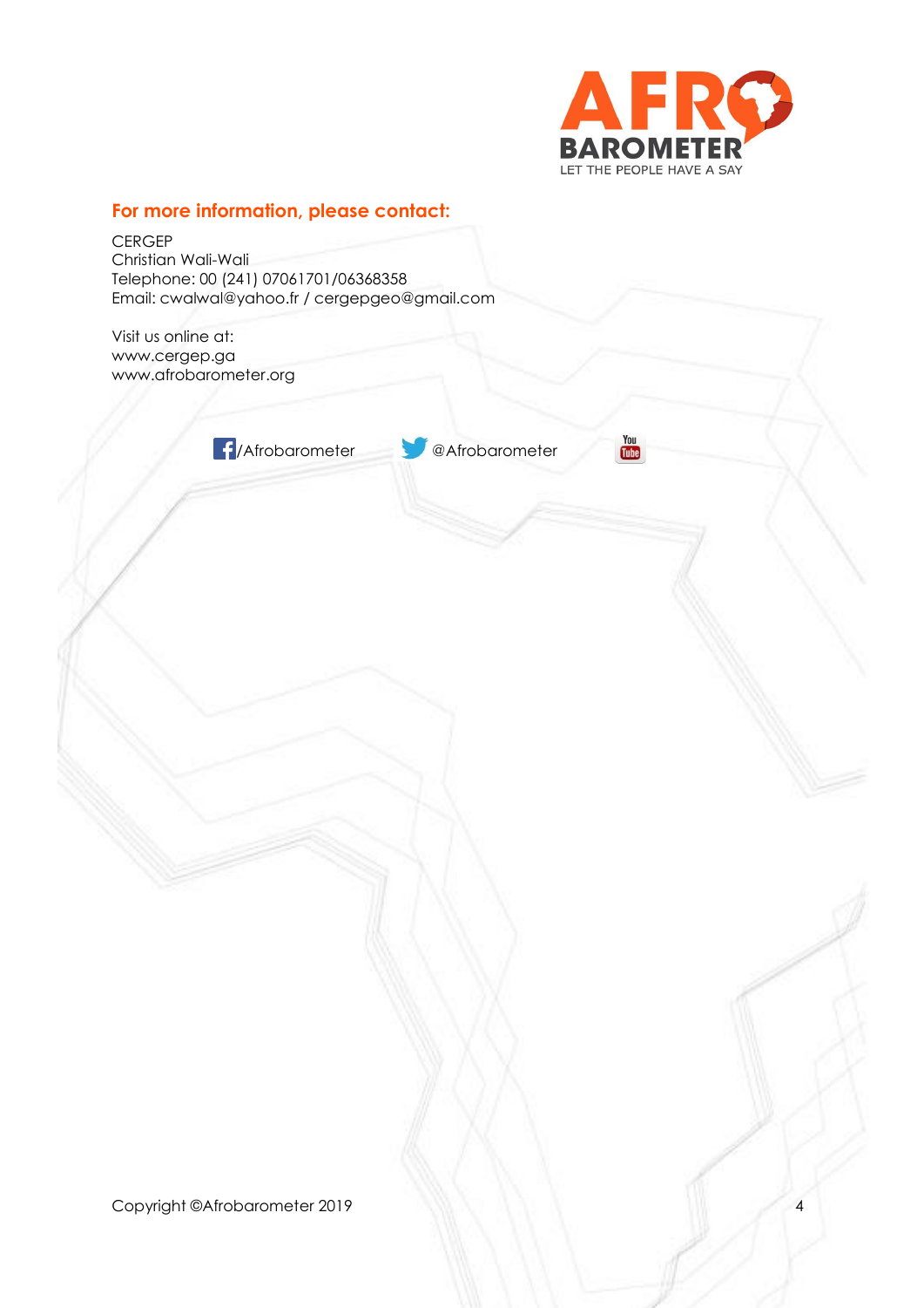## For more information, please contact:

CERGEP
Christian Wali-Wali
Telephone: 00 (241) 07061701/06368358
Email: cwalwal@yahoo.fr / cergepgeo@gmail.com

Visit us online at:
www.cergep.ga
www.afrobarometer.org

/Afrobarometer @Afrobarometer

Copyright ©Afrobarometer 2019